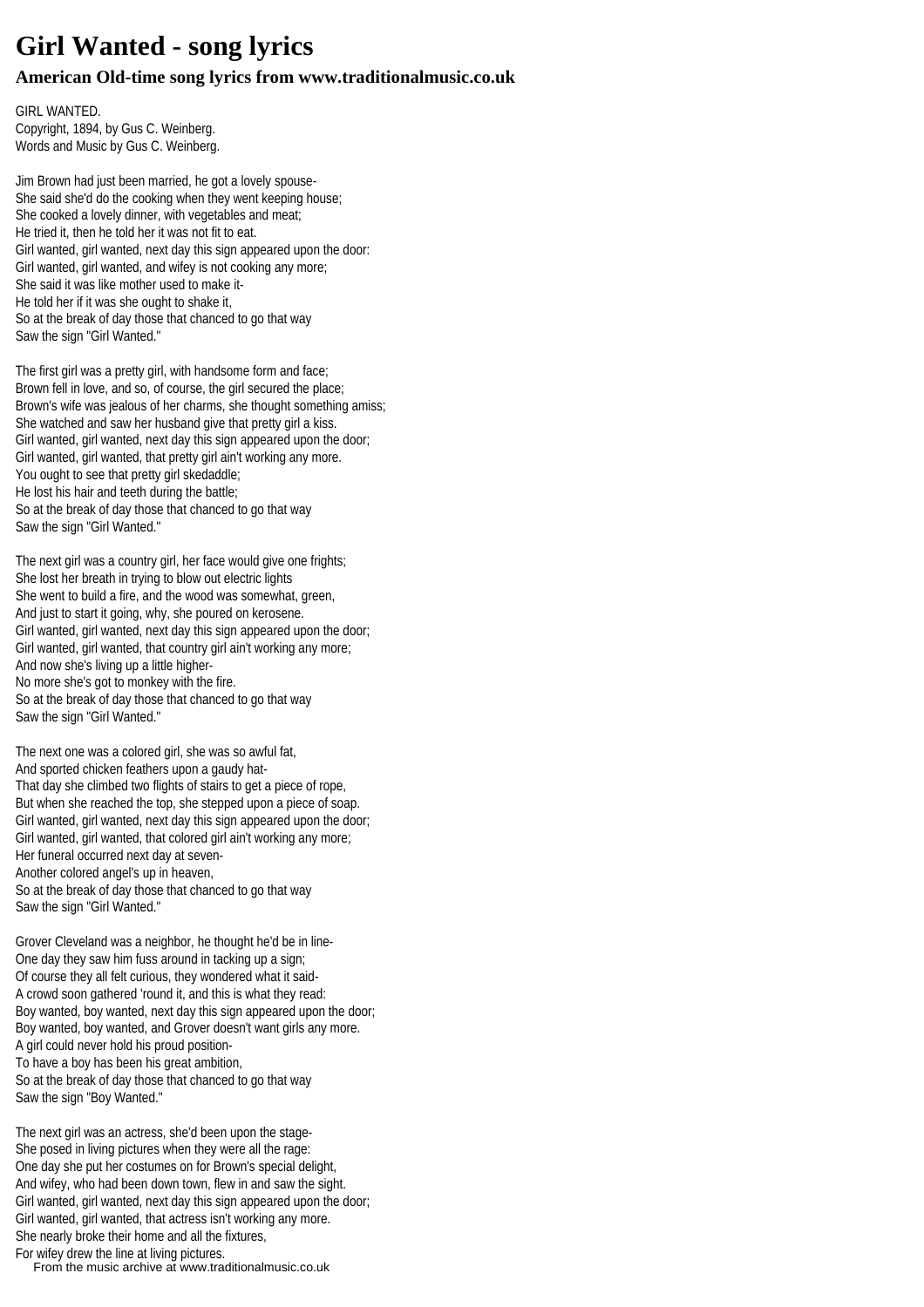# Girl Wanted - song lyrics

## American Old-time song lyrics from www.traditionalmusic.co.uk

GIRL WANTED.
Copyright, 1894, by Gus C. Weinberg.
Words and Music by Gus C. Weinberg.

Jim Brown had just been married, he got a lovely spouse-
She said she'd do the cooking when they went keeping house;
She cooked a lovely dinner, with vegetables and meat;
He tried it, then he told her it was not fit to eat.
Girl wanted, girl wanted, next day this sign appeared upon the door:
Girl wanted, girl wanted, and wifey is not cooking any more;
She said it was like mother used to make it-
He told her if it was she ought to shake it,
So at the break of day those that chanced to go that way
Saw the sign "Girl Wanted."

The first girl was a pretty girl, with handsome form and face;
Brown fell in love, and so, of course, the girl secured the place;
Brown's wife was jealous of her charms, she thought something amiss;
She watched and saw her husband give that pretty girl a kiss.
Girl wanted, girl wanted, next day this sign appeared upon the door;
Girl wanted, girl wanted, that pretty girl ain't working any more.
You ought to see that pretty girl skedaddle;
He lost his hair and teeth during the battle;
So at the break of day those that chanced to go that way
Saw the sign "Girl Wanted."

The next girl was a country girl, her face would give one frights;
She lost her breath in trying to blow out electric lights
She went to build a fire, and the wood was somewhat, green,
And just to start it going, why, she poured on kerosene.
Girl wanted, girl wanted, next day this sign appeared upon the door;
Girl wanted, girl wanted, that country girl ain't working any more;
And now she's living up a little higher-
No more she's got to monkey with the fire.
So at the break of day those that chanced to go that way
Saw the sign "Girl Wanted."

The next one was a colored girl, she was so awful fat,
And sported chicken feathers upon a gaudy hat-
That day she climbed two flights of stairs to get a piece of rope,
But when she reached the top, she stepped upon a piece of soap.
Girl wanted, girl wanted, next day this sign appeared upon the door;
Girl wanted, girl wanted, that colored girl ain't working any more;
Her funeral occurred next day at seven-
Another colored angel's up in heaven,
So at the break of day those that chanced to go that way
Saw the sign "Girl Wanted."

Grover Cleveland was a neighbor, he thought he'd be in line-
One day they saw him fuss around in tacking up a sign;
Of course they all felt curious, they wondered what it said-
A crowd soon gathered 'round it, and this is what they read:
Boy wanted, boy wanted, next day this sign appeared upon the door;
Boy wanted, boy wanted, and Grover doesn't want girls any more.
A girl could never hold his proud position-
To have a boy has been his great ambition,
So at the break of day those that chanced to go that way
Saw the sign "Boy Wanted."

The next girl was an actress, she'd been upon the stage-
She posed in living pictures when they were all the rage:
One day she put her costumes on for Brown's special delight,
And wifey, who had been down town, flew in and saw the sight.
Girl wanted, girl wanted, next day this sign appeared upon the door;
Girl wanted, girl wanted, that actress isn't working any more.
She nearly broke their home and all the fixtures,
For wifey drew the line at living pictures.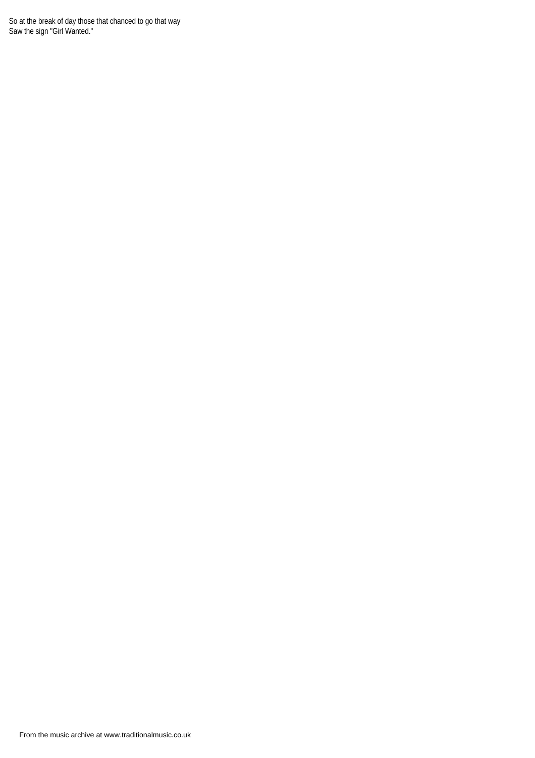So at the break of day those that chanced to go that way
Saw the sign "Girl Wanted."